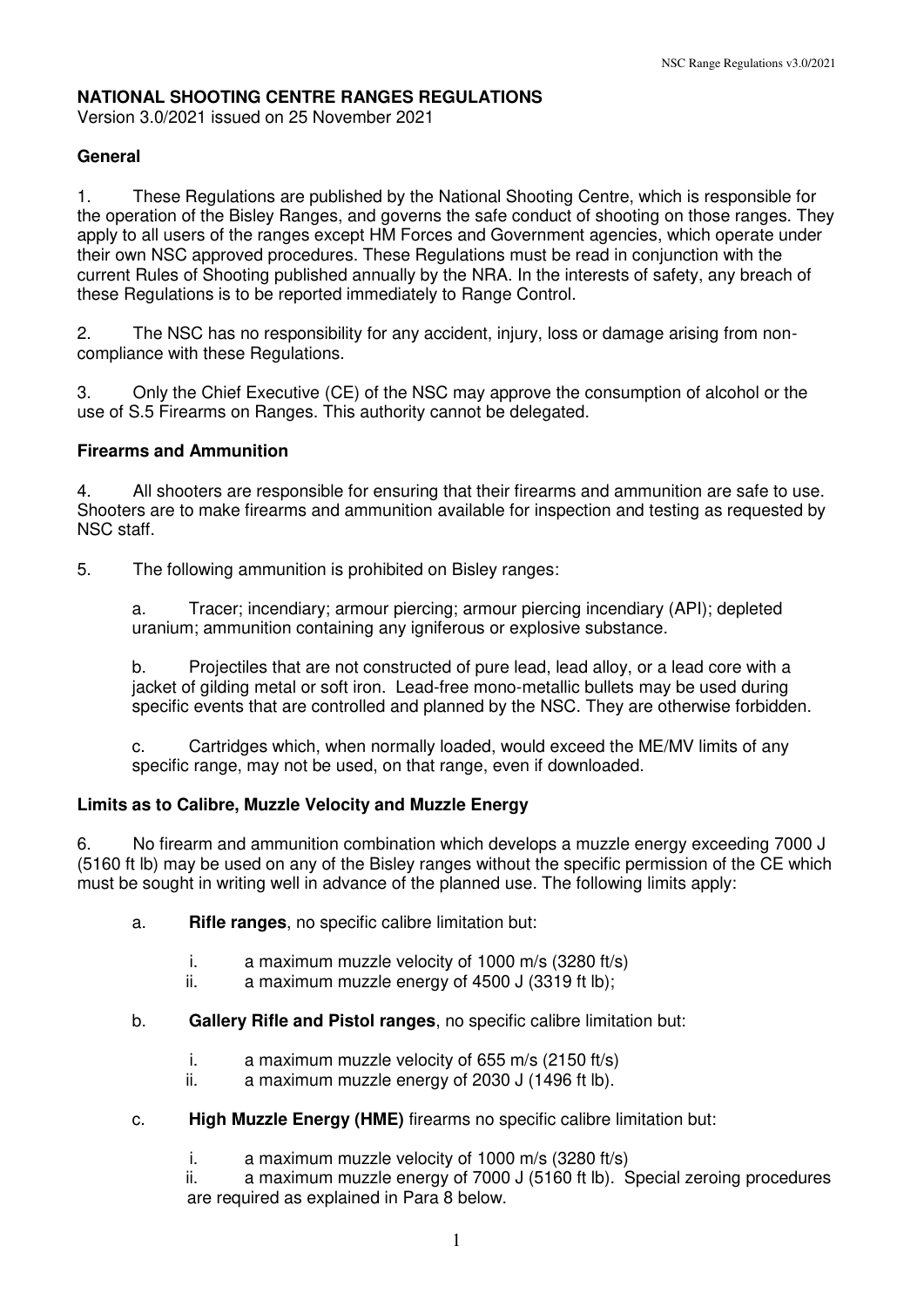# NATIONAL SHOOTING CENTRE RANGES REGULATIONS

Version 3.0/2021 issued on 25 November 2021

## General

1. These Regulations are published by the National Shooting Centre, which is responsible for the operation of the Bisley Ranges, and governs the safe conduct of shooting on those ranges. They apply to all users of the ranges except HM Forces and Government agencies, which operate under their own NSC approved procedures. These Regulations must be read in conjunction with the current Rules of Shooting published annually by the NRA. In the interests of safety, any breach of these Regulations is to be reported immediately to Range Control.

2. The NSC has no responsibility for any accident, injury, loss or damage arising from non-compliance with these Regulations.

3. Only the Chief Executive (CE) of the NSC may approve the consumption of alcohol or the use of S.5 Firearms on Ranges. This authority cannot be delegated.

## Firearms and Ammunition

4. All shooters are responsible for ensuring that their firearms and ammunition are safe to use. Shooters are to make firearms and ammunition available for inspection and testing as requested by NSC staff.

5. The following ammunition is prohibited on Bisley ranges:

   a. Tracer; incendiary; armour piercing; armour piercing incendiary (API); depleted uranium; ammunition containing any igniferous or explosive substance.

   b. Projectiles that are not constructed of pure lead, lead alloy, or a lead core with a jacket of gilding metal or soft iron. Lead-free mono-metallic bullets may be used during specific events that are controlled and planned by the NSC. They are otherwise forbidden.

   c. Cartridges which, when normally loaded, would exceed the ME/MV limits of any specific range, may not be used, on that range, even if downloaded.

## Limits as to Calibre, Muzzle Velocity and Muzzle Energy

6. No firearm and ammunition combination which develops a muzzle energy exceeding 7000 J (5160 ft lb) may be used on any of the Bisley ranges without the specific permission of the CE which must be sought in writing well in advance of the planned use. The following limits apply:

   a. **Rifle ranges**, no specific calibre limitation but:

      i. a maximum muzzle velocity of 1000 m/s (3280 ft/s)

      ii. a maximum muzzle energy of 4500 J (3319 ft lb);

   b. **Gallery Rifle and Pistol ranges**, no specific calibre limitation but:

      i. a maximum muzzle velocity of 655 m/s (2150 ft/s)

      ii. a maximum muzzle energy of 2030 J (1496 ft lb).

   c. **High Muzzle Energy (HME)** firearms no specific calibre limitation but:

      i. a maximum muzzle velocity of 1000 m/s (3280 ft/s)

      ii. a maximum muzzle energy of 7000 J (5160 ft lb). Special zeroing procedures are required as explained in Para 8 below.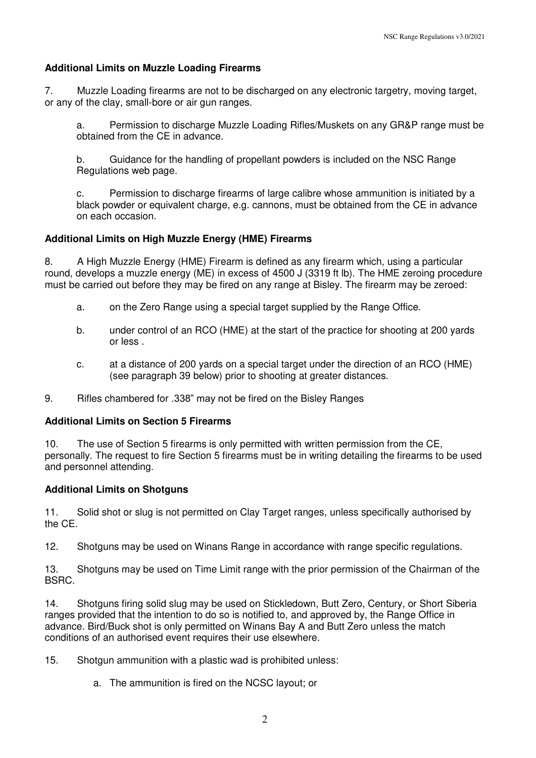**Additional Limits on Muzzle Loading Firearms**

7. Muzzle Loading firearms are not to be discharged on any electronic targetry, moving target, or any of the clay, small-bore or air gun ranges.

  a. Permission to discharge Muzzle Loading Rifles/Muskets on any GR&P range must be obtained from the CE in advance.

  b. Guidance for the handling of propellant powders is included on the NSC Range Regulations web page.

  c. Permission to discharge firearms of large calibre whose ammunition is initiated by a black powder or equivalent charge, e.g. cannons, must be obtained from the CE in advance on each occasion.

**Additional Limits on High Muzzle Energy (HME) Firearms**

8. A High Muzzle Energy (HME) Firearm is defined as any firearm which, using a particular round, develops a muzzle energy (ME) in excess of 4500 J (3319 ft lb). The HME zeroing procedure must be carried out before they may be fired on any range at Bisley. The firearm may be zeroed:

  a. on the Zero Range using a special target supplied by the Range Office.

  b. under control of an RCO (HME) at the start of the practice for shooting at 200 yards or less .

  c. at a distance of 200 yards on a special target under the direction of an RCO (HME) (see paragraph 39 below) prior to shooting at greater distances.

9. Rifles chambered for .338" may not be fired on the Bisley Ranges

**Additional Limits on Section 5 Firearms**

10. The use of Section 5 firearms is only permitted with written permission from the CE, personally. The request to fire Section 5 firearms must be in writing detailing the firearms to be used and personnel attending.

**Additional Limits on Shotguns**

11. Solid shot or slug is not permitted on Clay Target ranges, unless specifically authorised by the CE.

12. Shotguns may be used on Winans Range in accordance with range specific regulations.

13. Shotguns may be used on Time Limit range with the prior permission of the Chairman of the BSRC.

14. Shotguns firing solid slug may be used on Stickledown, Butt Zero, Century, or Short Siberia ranges provided that the intention to do so is notified to, and approved by, the Range Office in advance. Bird/Buck shot is only permitted on Winans Bay A and Butt Zero unless the match conditions of an authorised event requires their use elsewhere.

15. Shotgun ammunition with a plastic wad is prohibited unless:

  a. The ammunition is fired on the NCSC layout; or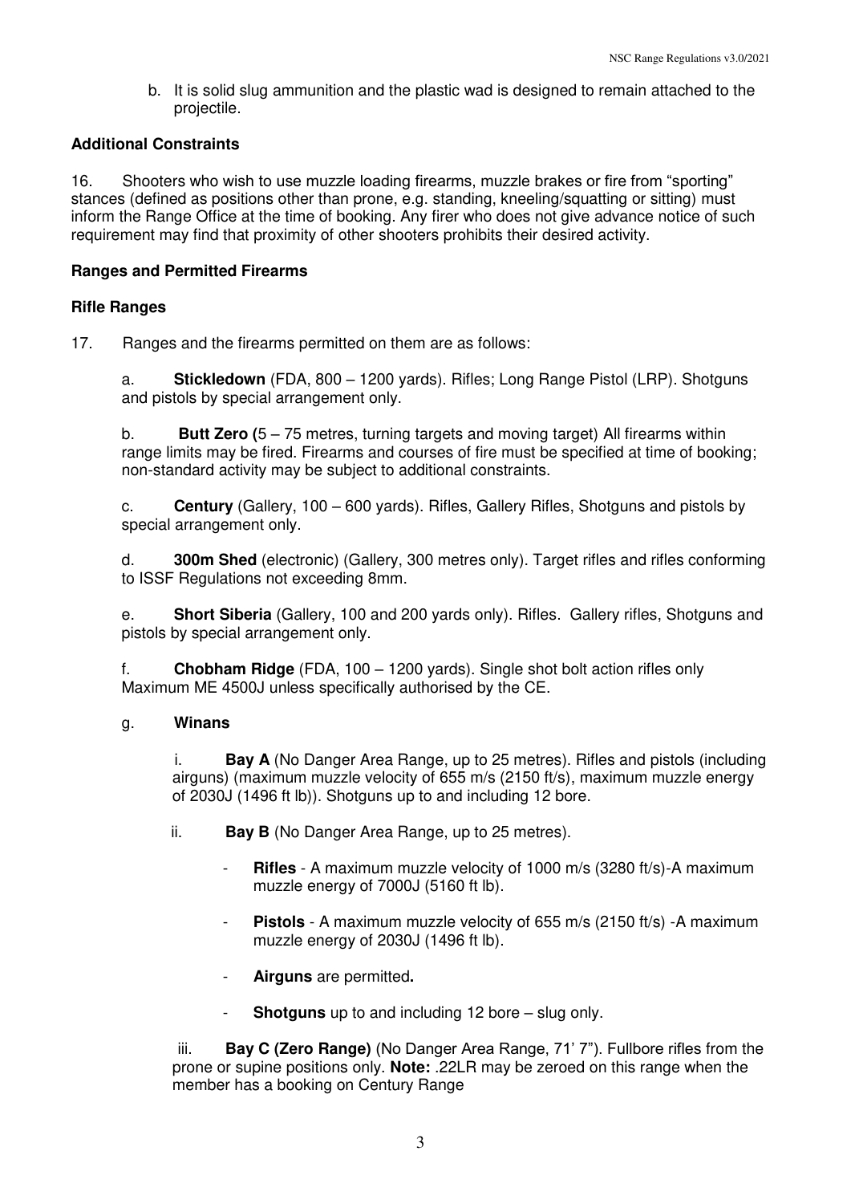b. It is solid slug ammunition and the plastic wad is designed to remain attached to the projectile.

**Additional Constraints**

16. Shooters who wish to use muzzle loading firearms, muzzle brakes or fire from "sporting" stances (defined as positions other than prone, e.g. standing, kneeling/squatting or sitting) must inform the Range Office at the time of booking. Any firer who does not give advance notice of such requirement may find that proximity of other shooters prohibits their desired activity.

**Ranges and Permitted Firearms**

**Rifle Ranges**

17. Ranges and the firearms permitted on them are as follows:

a. **Stickledown** (FDA, 800 – 1200 yards). Rifles; Long Range Pistol (LRP). Shotguns and pistols by special arrangement only.

b. **Butt Zero (**5 – 75 metres, turning targets and moving target) All firearms within range limits may be fired. Firearms and courses of fire must be specified at time of booking; non-standard activity may be subject to additional constraints.

c. **Century** (Gallery, 100 – 600 yards). Rifles, Gallery Rifles, Shotguns and pistols by special arrangement only.

d. **300m Shed** (electronic) (Gallery, 300 metres only). Target rifles and rifles conforming to ISSF Regulations not exceeding 8mm.

e. **Short Siberia** (Gallery, 100 and 200 yards only). Rifles. Gallery rifles, Shotguns and pistols by special arrangement only.

f. **Chobham Ridge** (FDA, 100 – 1200 yards). Single shot bolt action rifles only Maximum ME 4500J unless specifically authorised by the CE.

g. **Winans**

i. **Bay A** (No Danger Area Range, up to 25 metres). Rifles and pistols (including airguns) (maximum muzzle velocity of 655 m/s (2150 ft/s), maximum muzzle energy of 2030J (1496 ft lb)). Shotguns up to and including 12 bore.

ii. **Bay B** (No Danger Area Range, up to 25 metres).

- **Rifles** - A maximum muzzle velocity of 1000 m/s (3280 ft/s)-A maximum muzzle energy of 7000J (5160 ft lb).
- **Pistols** - A maximum muzzle velocity of 655 m/s (2150 ft/s) -A maximum muzzle energy of 2030J (1496 ft lb).
- **Airguns** are permitted**.**
- **Shotguns** up to and including 12 bore – slug only.

iii. **Bay C (Zero Range)** (No Danger Area Range, 71' 7"). Fullbore rifles from the prone or supine positions only. **Note:** .22LR may be zeroed on this range when the member has a booking on Century Range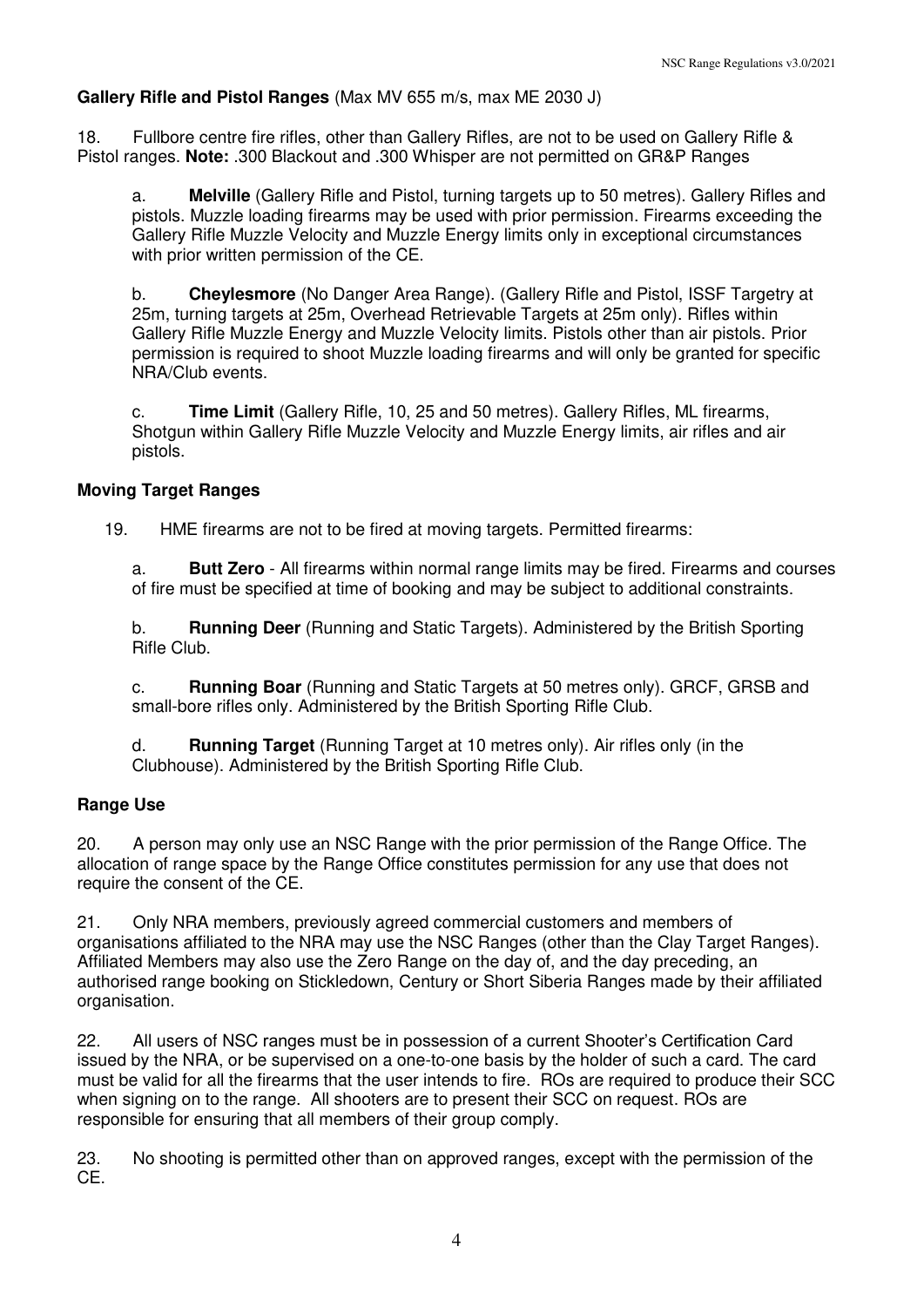**Gallery Rifle and Pistol Ranges** (Max MV 655 m/s, max ME 2030 J)

18. Fullbore centre fire rifles, other than Gallery Rifles, are not to be used on Gallery Rifle & Pistol ranges. **Note:** .300 Blackout and .300 Whisper are not permitted on GR&P Ranges

a. **Melville** (Gallery Rifle and Pistol, turning targets up to 50 metres). Gallery Rifles and pistols. Muzzle loading firearms may be used with prior permission. Firearms exceeding the Gallery Rifle Muzzle Velocity and Muzzle Energy limits only in exceptional circumstances with prior written permission of the CE.

b. **Cheylesmore** (No Danger Area Range). (Gallery Rifle and Pistol, ISSF Targetry at 25m, turning targets at 25m, Overhead Retrievable Targets at 25m only). Rifles within Gallery Rifle Muzzle Energy and Muzzle Velocity limits. Pistols other than air pistols. Prior permission is required to shoot Muzzle loading firearms and will only be granted for specific NRA/Club events.

c. **Time Limit** (Gallery Rifle, 10, 25 and 50 metres). Gallery Rifles, ML firearms, Shotgun within Gallery Rifle Muzzle Velocity and Muzzle Energy limits, air rifles and air pistols.

**Moving Target Ranges**

19. HME firearms are not to be fired at moving targets. Permitted firearms:

a. **Butt Zero** - All firearms within normal range limits may be fired. Firearms and courses of fire must be specified at time of booking and may be subject to additional constraints.

b. **Running Deer** (Running and Static Targets). Administered by the British Sporting Rifle Club.

c. **Running Boar** (Running and Static Targets at 50 metres only). GRCF, GRSB and small-bore rifles only. Administered by the British Sporting Rifle Club.

d. **Running Target** (Running Target at 10 metres only). Air rifles only (in the Clubhouse). Administered by the British Sporting Rifle Club.

**Range Use**

20. A person may only use an NSC Range with the prior permission of the Range Office. The allocation of range space by the Range Office constitutes permission for any use that does not require the consent of the CE.

21. Only NRA members, previously agreed commercial customers and members of organisations affiliated to the NRA may use the NSC Ranges (other than the Clay Target Ranges). Affiliated Members may also use the Zero Range on the day of, and the day preceding, an authorised range booking on Stickledown, Century or Short Siberia Ranges made by their affiliated organisation.

22. All users of NSC ranges must be in possession of a current Shooter's Certification Card issued by the NRA, or be supervised on a one-to-one basis by the holder of such a card. The card must be valid for all the firearms that the user intends to fire. ROs are required to produce their SCC when signing on to the range. All shooters are to present their SCC on request. ROs are responsible for ensuring that all members of their group comply.

23. No shooting is permitted other than on approved ranges, except with the permission of the CE.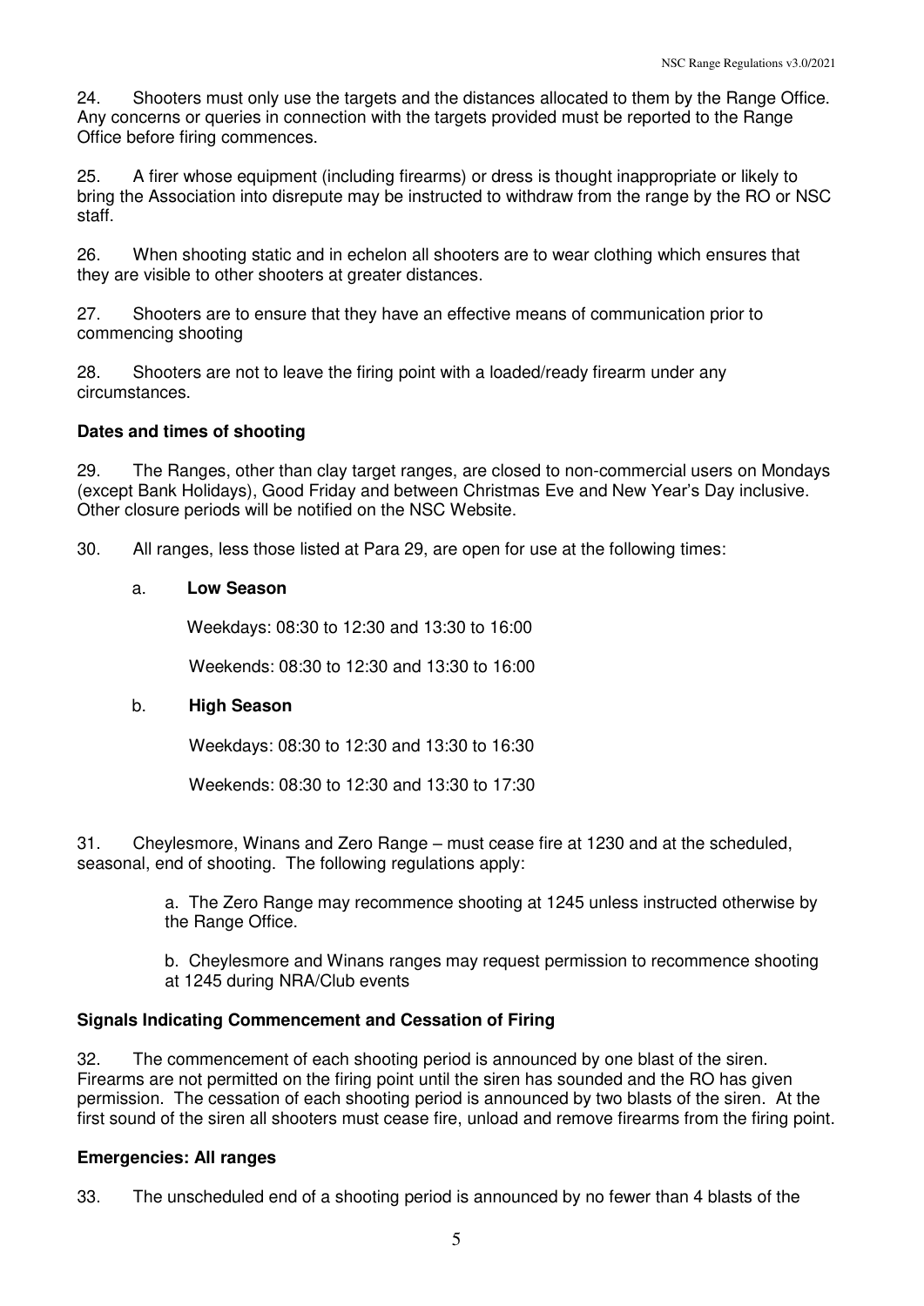24. Shooters must only use the targets and the distances allocated to them by the Range Office. Any concerns or queries in connection with the targets provided must be reported to the Range Office before firing commences.

25. A firer whose equipment (including firearms) or dress is thought inappropriate or likely to bring the Association into disrepute may be instructed to withdraw from the range by the RO or NSC staff.

26. When shooting static and in echelon all shooters are to wear clothing which ensures that they are visible to other shooters at greater distances.

27. Shooters are to ensure that they have an effective means of communication prior to commencing shooting

28. Shooters are not to leave the firing point with a loaded/ready firearm under any circumstances.

### Dates and times of shooting

29. The Ranges, other than clay target ranges, are closed to non-commercial users on Mondays (except Bank Holidays), Good Friday and between Christmas Eve and New Year's Day inclusive. Other closure periods will be notified on the NSC Website.

30. All ranges, less those listed at Para 29, are open for use at the following times:

a. **Low Season**

Weekdays: 08:30 to 12:30 and 13:30 to 16:00

Weekends: 08:30 to 12:30 and 13:30 to 16:00

b. **High Season**

Weekdays: 08:30 to 12:30 and 13:30 to 16:30

Weekends: 08:30 to 12:30 and 13:30 to 17:30

31. Cheylesmore, Winans and Zero Range – must cease fire at 1230 and at the scheduled, seasonal, end of shooting. The following regulations apply:

a. The Zero Range may recommence shooting at 1245 unless instructed otherwise by the Range Office.

b. Cheylesmore and Winans ranges may request permission to recommence shooting at 1245 during NRA/Club events

### Signals Indicating Commencement and Cessation of Firing

32. The commencement of each shooting period is announced by one blast of the siren. Firearms are not permitted on the firing point until the siren has sounded and the RO has given permission. The cessation of each shooting period is announced by two blasts of the siren. At the first sound of the siren all shooters must cease fire, unload and remove firearms from the firing point.

### Emergencies: All ranges

33. The unscheduled end of a shooting period is announced by no fewer than 4 blasts of the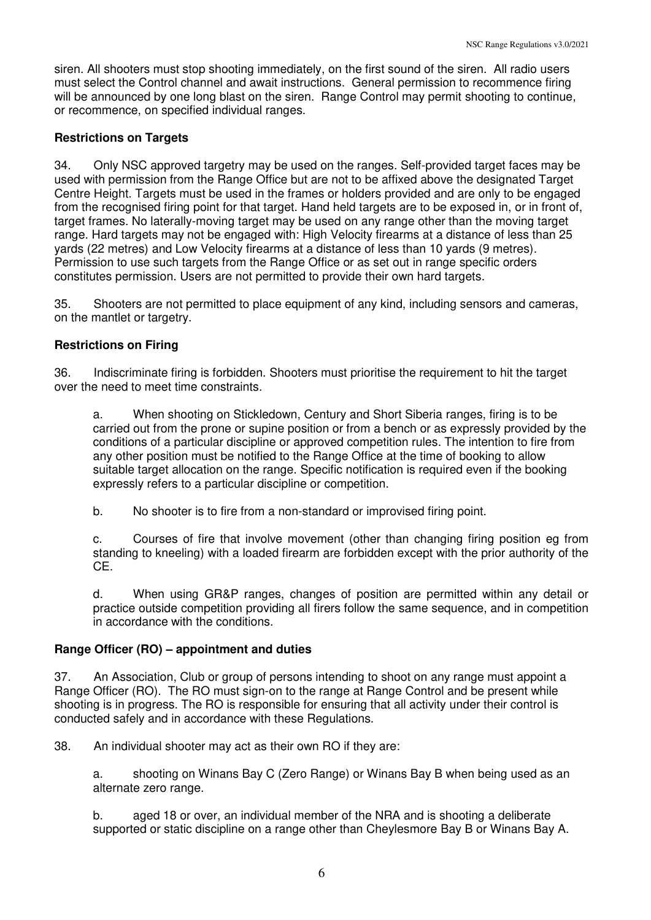siren. All shooters must stop shooting immediately, on the first sound of the siren. All radio users must select the Control channel and await instructions. General permission to recommence firing will be announced by one long blast on the siren. Range Control may permit shooting to continue, or recommence, on specified individual ranges.

**Restrictions on Targets**

34. Only NSC approved targetry may be used on the ranges. Self-provided target faces may be used with permission from the Range Office but are not to be affixed above the designated Target Centre Height. Targets must be used in the frames or holders provided and are only to be engaged from the recognised firing point for that target. Hand held targets are to be exposed in, or in front of, target frames. No laterally-moving target may be used on any range other than the moving target range. Hard targets may not be engaged with: High Velocity firearms at a distance of less than 25 yards (22 metres) and Low Velocity firearms at a distance of less than 10 yards (9 metres). Permission to use such targets from the Range Office or as set out in range specific orders constitutes permission. Users are not permitted to provide their own hard targets.

35. Shooters are not permitted to place equipment of any kind, including sensors and cameras, on the mantlet or targetry.

**Restrictions on Firing**

36. Indiscriminate firing is forbidden. Shooters must prioritise the requirement to hit the target over the need to meet time constraints.

a. When shooting on Stickledown, Century and Short Siberia ranges, firing is to be carried out from the prone or supine position or from a bench or as expressly provided by the conditions of a particular discipline or approved competition rules. The intention to fire from any other position must be notified to the Range Office at the time of booking to allow suitable target allocation on the range. Specific notification is required even if the booking expressly refers to a particular discipline or competition.

b. No shooter is to fire from a non-standard or improvised firing point.

c. Courses of fire that involve movement (other than changing firing position eg from standing to kneeling) with a loaded firearm are forbidden except with the prior authority of the CE.

d. When using GR&P ranges, changes of position are permitted within any detail or practice outside competition providing all firers follow the same sequence, and in competition in accordance with the conditions.

**Range Officer (RO) – appointment and duties**

37. An Association, Club or group of persons intending to shoot on any range must appoint a Range Officer (RO). The RO must sign-on to the range at Range Control and be present while shooting is in progress. The RO is responsible for ensuring that all activity under their control is conducted safely and in accordance with these Regulations.

38. An individual shooter may act as their own RO if they are:

a. shooting on Winans Bay C (Zero Range) or Winans Bay B when being used as an alternate zero range.

b. aged 18 or over, an individual member of the NRA and is shooting a deliberate supported or static discipline on a range other than Cheylesmore Bay B or Winans Bay A.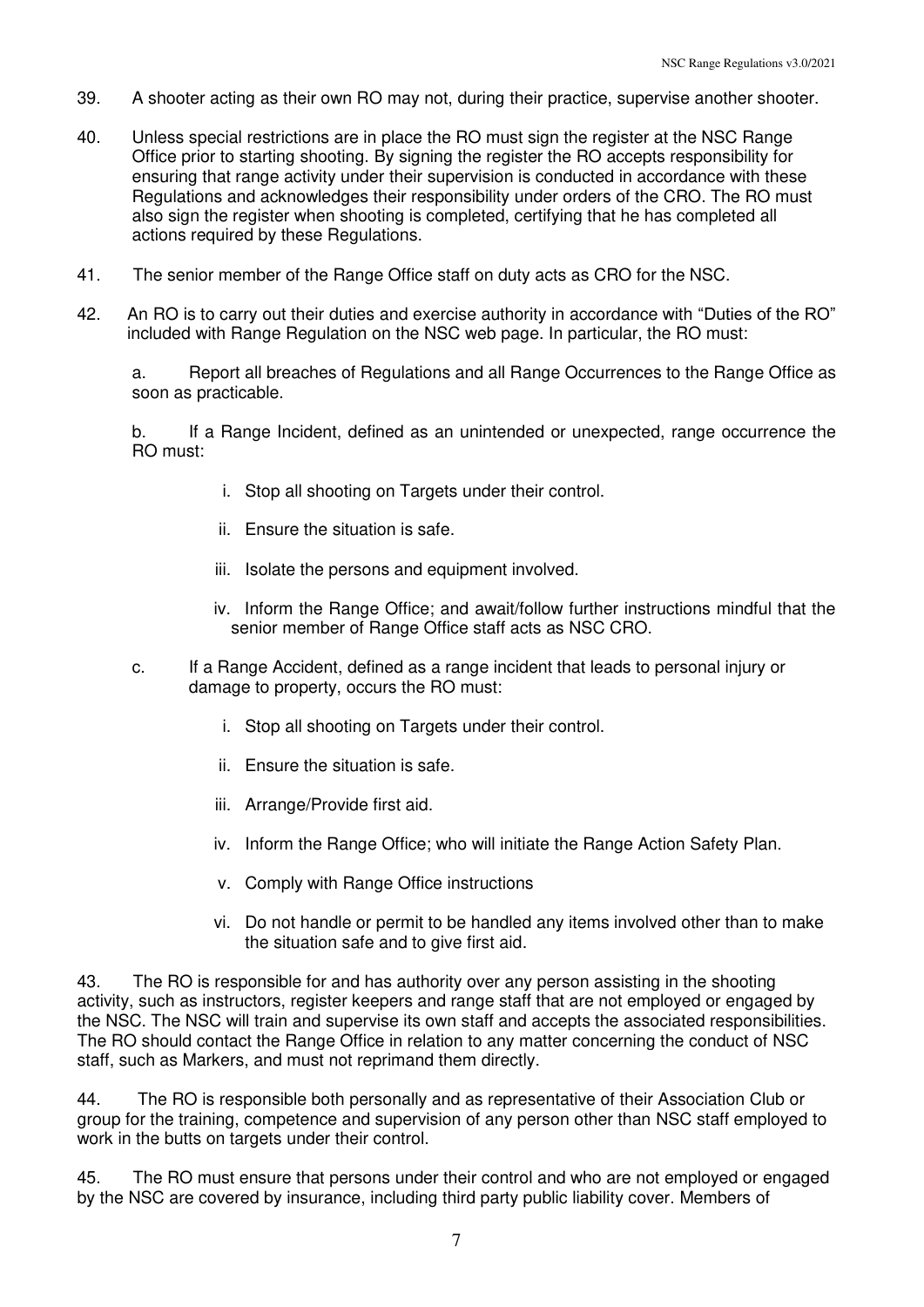39. A shooter acting as their own RO may not, during their practice, supervise another shooter.

40. Unless special restrictions are in place the RO must sign the register at the NSC Range Office prior to starting shooting. By signing the register the RO accepts responsibility for ensuring that range activity under their supervision is conducted in accordance with these Regulations and acknowledges their responsibility under orders of the CRO. The RO must also sign the register when shooting is completed, certifying that he has completed all actions required by these Regulations.

41. The senior member of the Range Office staff on duty acts as CRO for the NSC.

42. An RO is to carry out their duties and exercise authority in accordance with "Duties of the RO" included with Range Regulation on the NSC web page. In particular, the RO must:

   a. Report all breaches of Regulations and all Range Occurrences to the Range Office as soon as practicable.

   b. If a Range Incident, defined as an unintended or unexpected, range occurrence the RO must:

      i. Stop all shooting on Targets under their control.

      ii. Ensure the situation is safe.

      iii. Isolate the persons and equipment involved.

      iv. Inform the Range Office; and await/follow further instructions mindful that the senior member of Range Office staff acts as NSC CRO.

   c. If a Range Accident, defined as a range incident that leads to personal injury or damage to property, occurs the RO must:

      i. Stop all shooting on Targets under their control.

      ii. Ensure the situation is safe.

      iii. Arrange/Provide first aid.

      iv. Inform the Range Office; who will initiate the Range Action Safety Plan.

      v. Comply with Range Office instructions

      vi. Do not handle or permit to be handled any items involved other than to make the situation safe and to give first aid.

43. The RO is responsible for and has authority over any person assisting in the shooting activity, such as instructors, register keepers and range staff that are not employed or engaged by the NSC. The NSC will train and supervise its own staff and accepts the associated responsibilities. The RO should contact the Range Office in relation to any matter concerning the conduct of NSC staff, such as Markers, and must not reprimand them directly.

44. The RO is responsible both personally and as representative of their Association Club or group for the training, competence and supervision of any person other than NSC staff employed to work in the butts on targets under their control.

45. The RO must ensure that persons under their control and who are not employed or engaged by the NSC are covered by insurance, including third party public liability cover. Members of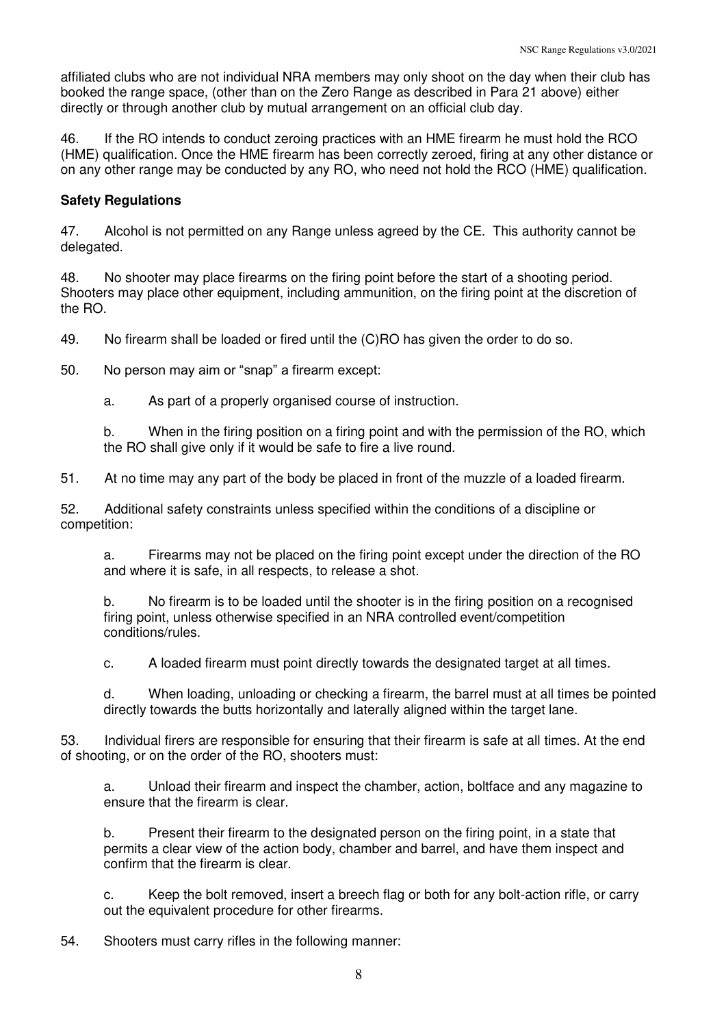affiliated clubs who are not individual NRA members may only shoot on the day when their club has booked the range space, (other than on the Zero Range as described in Para 21 above) either directly or through another club by mutual arrangement on an official club day.

46. If the RO intends to conduct zeroing practices with an HME firearm he must hold the RCO (HME) qualification. Once the HME firearm has been correctly zeroed, firing at any other distance or on any other range may be conducted by any RO, who need not hold the RCO (HME) qualification.

**Safety Regulations**

47. Alcohol is not permitted on any Range unless agreed by the CE. This authority cannot be delegated.

48. No shooter may place firearms on the firing point before the start of a shooting period. Shooters may place other equipment, including ammunition, on the firing point at the discretion of the RO.

49. No firearm shall be loaded or fired until the (C)RO has given the order to do so.

50. No person may aim or "snap" a firearm except:

a. As part of a properly organised course of instruction.

b. When in the firing position on a firing point and with the permission of the RO, which the RO shall give only if it would be safe to fire a live round.

51. At no time may any part of the body be placed in front of the muzzle of a loaded firearm.

52. Additional safety constraints unless specified within the conditions of a discipline or competition:

a. Firearms may not be placed on the firing point except under the direction of the RO and where it is safe, in all respects, to release a shot.

b. No firearm is to be loaded until the shooter is in the firing position on a recognised firing point, unless otherwise specified in an NRA controlled event/competition conditions/rules.

c. A loaded firearm must point directly towards the designated target at all times.

d. When loading, unloading or checking a firearm, the barrel must at all times be pointed directly towards the butts horizontally and laterally aligned within the target lane.

53. Individual firers are responsible for ensuring that their firearm is safe at all times. At the end of shooting, or on the order of the RO, shooters must:

a. Unload their firearm and inspect the chamber, action, boltface and any magazine to ensure that the firearm is clear.

b. Present their firearm to the designated person on the firing point, in a state that permits a clear view of the action body, chamber and barrel, and have them inspect and confirm that the firearm is clear.

c. Keep the bolt removed, insert a breech flag or both for any bolt-action rifle, or carry out the equivalent procedure for other firearms.

54. Shooters must carry rifles in the following manner: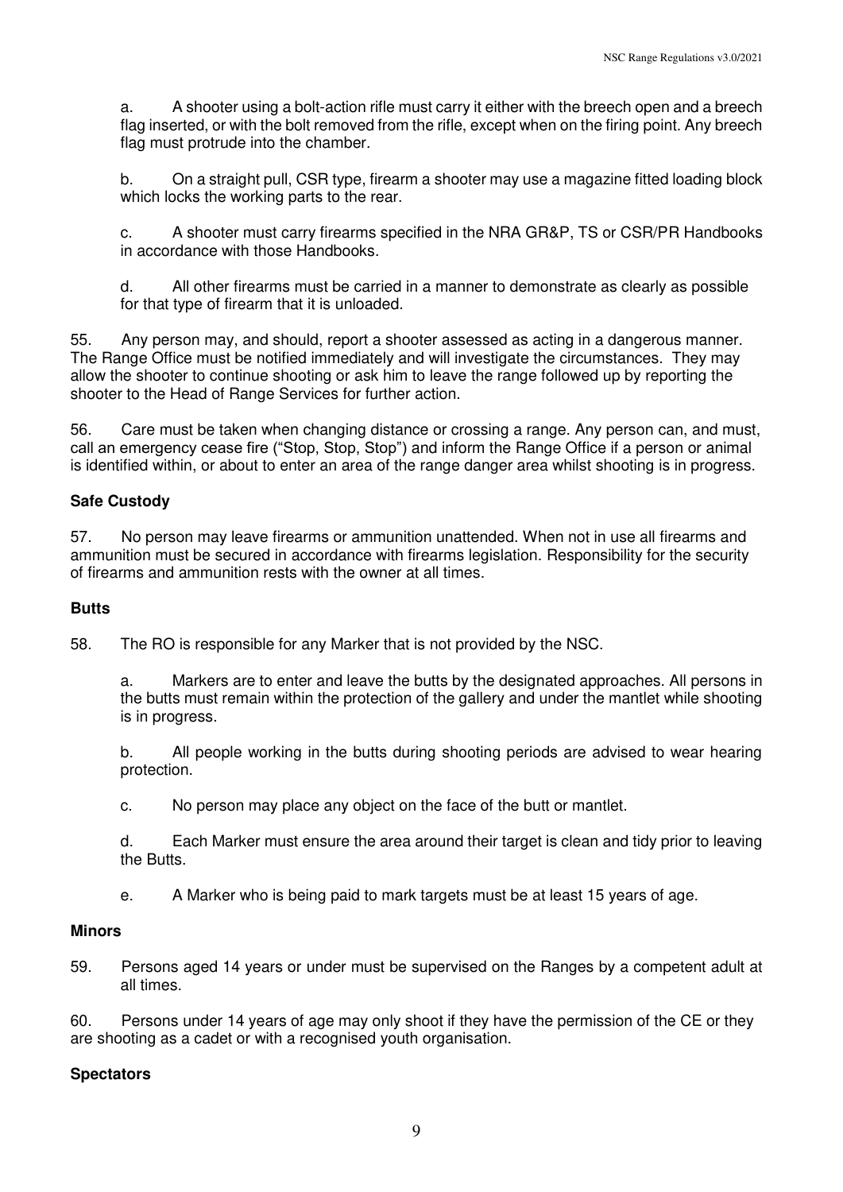a. A shooter using a bolt-action rifle must carry it either with the breech open and a breech flag inserted, or with the bolt removed from the rifle, except when on the firing point. Any breech flag must protrude into the chamber.

b. On a straight pull, CSR type, firearm a shooter may use a magazine fitted loading block which locks the working parts to the rear.

c. A shooter must carry firearms specified in the NRA GR&P, TS or CSR/PR Handbooks in accordance with those Handbooks.

d. All other firearms must be carried in a manner to demonstrate as clearly as possible for that type of firearm that it is unloaded.

55. Any person may, and should, report a shooter assessed as acting in a dangerous manner. The Range Office must be notified immediately and will investigate the circumstances. They may allow the shooter to continue shooting or ask him to leave the range followed up by reporting the shooter to the Head of Range Services for further action.

56. Care must be taken when changing distance or crossing a range. Any person can, and must, call an emergency cease fire ("Stop, Stop, Stop") and inform the Range Office if a person or animal is identified within, or about to enter an area of the range danger area whilst shooting is in progress.

### Safe Custody

57. No person may leave firearms or ammunition unattended. When not in use all firearms and ammunition must be secured in accordance with firearms legislation. Responsibility for the security of firearms and ammunition rests with the owner at all times.

### Butts

58. The RO is responsible for any Marker that is not provided by the NSC.

a. Markers are to enter and leave the butts by the designated approaches. All persons in the butts must remain within the protection of the gallery and under the mantlet while shooting is in progress.

b. All people working in the butts during shooting periods are advised to wear hearing protection.

c. No person may place any object on the face of the butt or mantlet.

d. Each Marker must ensure the area around their target is clean and tidy prior to leaving the Butts.

e. A Marker who is being paid to mark targets must be at least 15 years of age.

### Minors

59. Persons aged 14 years or under must be supervised on the Ranges by a competent adult at all times.

60. Persons under 14 years of age may only shoot if they have the permission of the CE or they are shooting as a cadet or with a recognised youth organisation.

### Spectators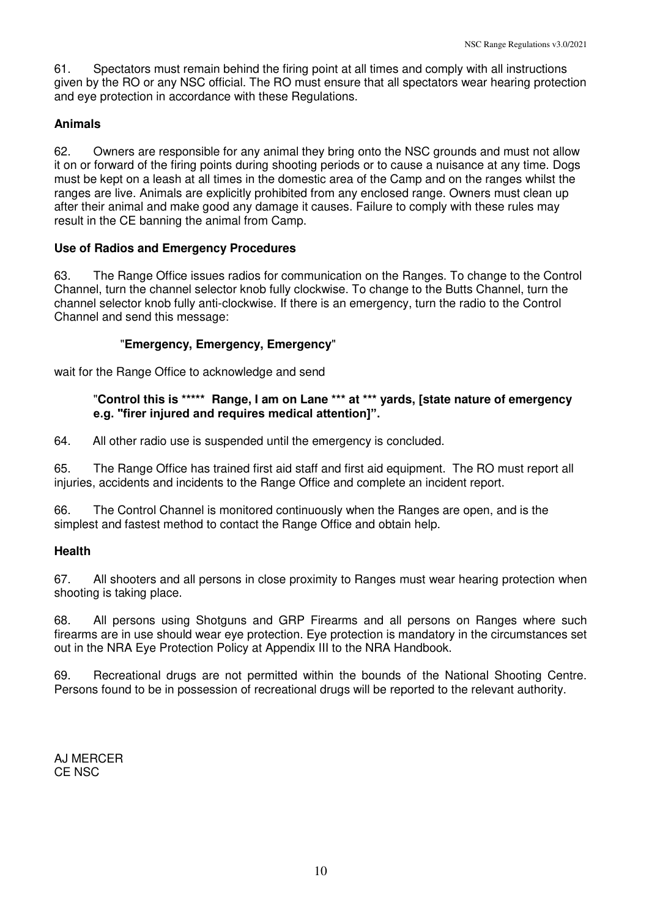61. Spectators must remain behind the firing point at all times and comply with all instructions given by the RO or any NSC official. The RO must ensure that all spectators wear hearing protection and eye protection in accordance with these Regulations.

### Animals

62. Owners are responsible for any animal they bring onto the NSC grounds and must not allow it on or forward of the firing points during shooting periods or to cause a nuisance at any time. Dogs must be kept on a leash at all times in the domestic area of the Camp and on the ranges whilst the ranges are live. Animals are explicitly prohibited from any enclosed range. Owners must clean up after their animal and make good any damage it causes. Failure to comply with these rules may result in the CE banning the animal from Camp.

### Use of Radios and Emergency Procedures

63. The Range Office issues radios for communication on the Ranges. To change to the Control Channel, turn the channel selector knob fully clockwise. To change to the Butts Channel, turn the channel selector knob fully anti-clockwise. If there is an emergency, turn the radio to the Control Channel and send this message:

> "**Emergency, Emergency, Emergency**"

wait for the Range Office to acknowledge and send

> "**Control this is ***** Range, I am on Lane *** at *** yards, [state nature of emergency e.g. "firer injured and requires medical attention]".**

64. All other radio use is suspended until the emergency is concluded.

65. The Range Office has trained first aid staff and first aid equipment. The RO must report all injuries, accidents and incidents to the Range Office and complete an incident report.

66. The Control Channel is monitored continuously when the Ranges are open, and is the simplest and fastest method to contact the Range Office and obtain help.

### Health

67. All shooters and all persons in close proximity to Ranges must wear hearing protection when shooting is taking place.

68. All persons using Shotguns and GRP Firearms and all persons on Ranges where such firearms are in use should wear eye protection. Eye protection is mandatory in the circumstances set out in the NRA Eye Protection Policy at Appendix III to the NRA Handbook.

69. Recreational drugs are not permitted within the bounds of the National Shooting Centre. Persons found to be in possession of recreational drugs will be reported to the relevant authority.

AJ MERCER
CE NSC